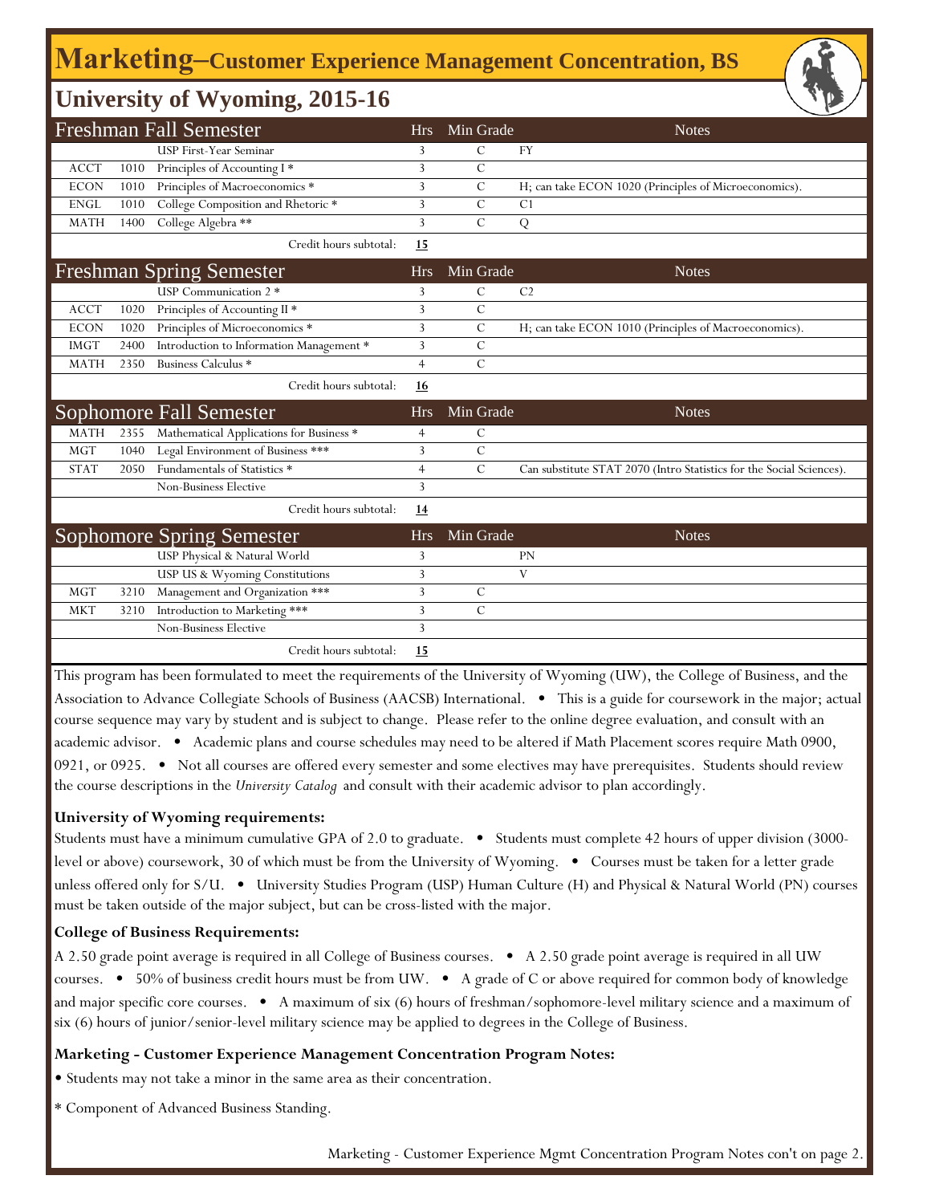# Marketing–Customer Experience Management Concentration, BS

## University of Wyoming, 2015-16

| Freshman Fall Semester | | | Hrs | Min Grade | Notes |
|---|---|---|---|---|---|
| | | USP First-Year Seminar | 3 | C | FY |
| ACCT | 1010 | Principles of Accounting I * | 3 | C | |
| ECON | 1010 | Principles of Macroeconomics * | 3 | C | H; can take ECON 1020 (Principles of Microeconomics). |
| ENGL | 1010 | College Composition and Rhetoric * | 3 | C | C1 |
| MATH | 1400 | College Algebra ** | 3 | C | Q |
| | | Credit hours subtotal: | **15** | | |

| Freshman Spring Semester | | | Hrs | Min Grade | Notes |
|---|---|---|---|---|---|
| | | USP Communication 2 * | 3 | C | C2 |
| ACCT | 1020 | Principles of Accounting II * | 3 | C | |
| ECON | 1020 | Principles of Microeconomics * | 3 | C | H; can take ECON 1010 (Principles of Macroeconomics). |
| IMGT | 2400 | Introduction to Information Management * | 3 | C | |
| MATH | 2350 | Business Calculus * | 4 | C | |
| | | Credit hours subtotal: | **16** | | |

| Sophomore Fall Semester | | | Hrs | Min Grade | Notes |
|---|---|---|---|---|---|
| MATH | 2355 | Mathematical Applications for Business * | 4 | C | |
| MGT | 1040 | Legal Environment of Business *** | 3 | C | |
| STAT | 2050 | Fundamentals of Statistics * | 4 | C | Can substitute STAT 2070 (Intro Statistics for the Social Sciences). |
| | | Non-Business Elective | 3 | | |
| | | Credit hours subtotal: | **14** | | |

| Sophomore Spring Semester | | | Hrs | Min Grade | Notes |
|---|---|---|---|---|---|
| | | USP Physical & Natural World | 3 | | PN |
| | | USP US & Wyoming Constitutions | 3 | | V |
| MGT | 3210 | Management and Organization *** | 3 | C | |
| MKT | 3210 | Introduction to Marketing *** | 3 | C | |
| | | Non-Business Elective | 3 | | |
| | | Credit hours subtotal: | **15** | | |

This program has been formulated to meet the requirements of the University of Wyoming (UW), the College of Business, and the Association to Advance Collegiate Schools of Business (AACSB) International. • This is a guide for coursework in the major; actual course sequence may vary by student and is subject to change. Please refer to the online degree evaluation, and consult with an academic advisor. • Academic plans and course schedules may need to be altered if Math Placement scores require Math 0900, 0921, or 0925. • Not all courses are offered every semester and some electives may have prerequisites. Students should review the course descriptions in the *University Catalog* and consult with their academic advisor to plan accordingly.

**University of Wyoming requirements:**

Students must have a minimum cumulative GPA of 2.0 to graduate. • Students must complete 42 hours of upper division (3000-level or above) coursework, 30 of which must be from the University of Wyoming. • Courses must be taken for a letter grade unless offered only for S/U. • University Studies Program (USP) Human Culture (H) and Physical & Natural World (PN) courses must be taken outside of the major subject, but can be cross-listed with the major.

**College of Business Requirements:**

A 2.50 grade point average is required in all College of Business courses. • A 2.50 grade point average is required in all UW courses. • 50% of business credit hours must be from UW. • A grade of C or above required for common body of knowledge and major specific core courses. • A maximum of six (6) hours of freshman/sophomore-level military science and a maximum of six (6) hours of junior/senior-level military science may be applied to degrees in the College of Business.

**Marketing - Customer Experience Management Concentration Program Notes:**

• Students may not take a minor in the same area as their concentration.

* Component of Advanced Business Standing.

Marketing - Customer Experience Mgmt Concentration Program Notes con't on page 2.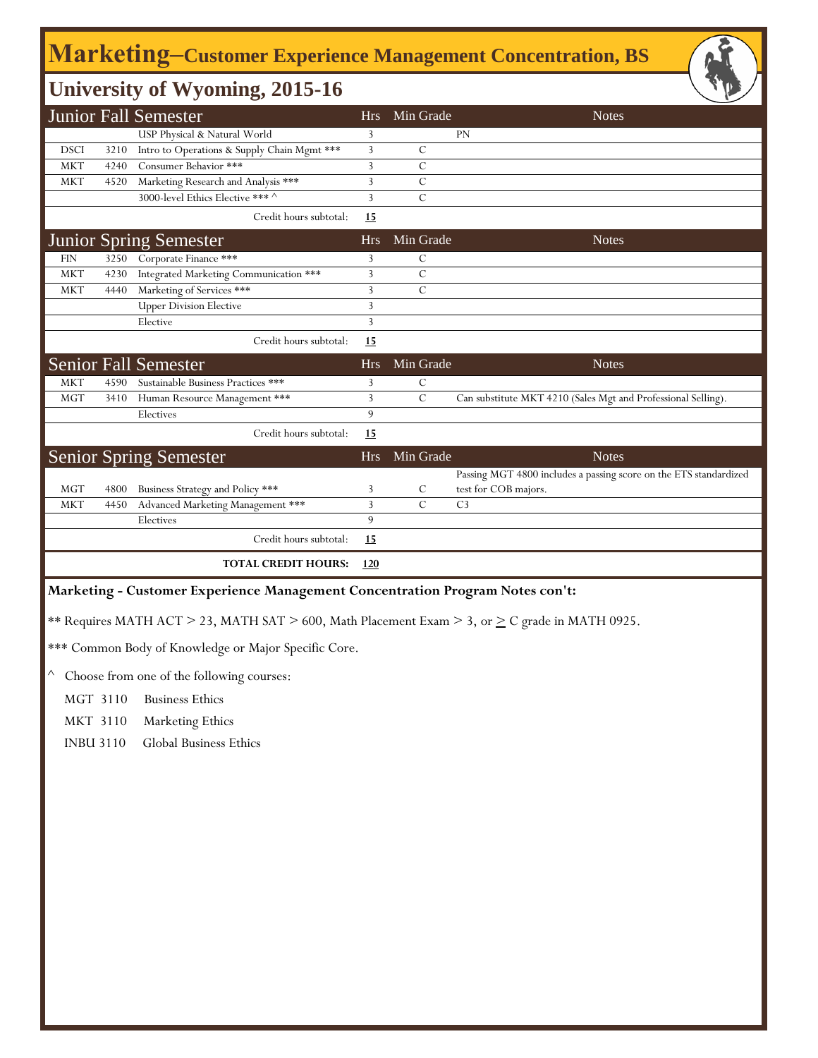# Marketing–Customer Experience Management Concentration, BS

## University of Wyoming, 2015-16

| Junior Fall Semester | | | Hrs | Min Grade | Notes |
|---|---|---|---|---|---|
| | | USP Physical & Natural World | 3 | | PN |
| DSCI | 3210 | Intro to Operations & Supply Chain Mgmt *** | 3 | C | |
| MKT | 4240 | Consumer Behavior *** | 3 | C | |
| MKT | 4520 | Marketing Research and Analysis *** | 3 | C | |
| | | 3000-level Ethics Elective *** ^ | 3 | C | |
| | | Credit hours subtotal: | 15 | | |

| Junior Spring Semester | | | Hrs | Min Grade | Notes |
|---|---|---|---|---|---|
| FIN | 3250 | Corporate Finance *** | 3 | C | |
| MKT | 4230 | Integrated Marketing Communication *** | 3 | C | |
| MKT | 4440 | Marketing of Services *** | 3 | C | |
| | | Upper Division Elective | 3 | | |
| | | Elective | 3 | | |
| | | Credit hours subtotal: | 15 | | |

| Senior Fall Semester | | | Hrs | Min Grade | Notes |
|---|---|---|---|---|---|
| MKT | 4590 | Sustainable Business Practices *** | 3 | C | |
| MGT | 3410 | Human Resource Management *** | 3 | C | Can substitute MKT 4210 (Sales Mgt and Professional Selling). |
| | | Electives | 9 | | |
| | | Credit hours subtotal: | 15 | | |

| Senior Spring Semester | | | Hrs | Min Grade | Notes |
|---|---|---|---|---|---|
| MGT | 4800 | Business Strategy and Policy *** | 3 | C | Passing MGT 4800 includes a passing score on the ETS standardized test for COB majors. |
| MKT | 4450 | Advanced Marketing Management *** | 3 | C | C3 |
| | | Electives | 9 | | |
| | | Credit hours subtotal: | 15 | | |
| | | **TOTAL CREDIT HOURS:** | **120** | | |

**Marketing - Customer Experience Management Concentration Program Notes con't:**

** Requires MATH ACT > 23, MATH SAT > 600, Math Placement Exam > 3, or ≥ C grade in MATH 0925.

*** Common Body of Knowledge or Major Specific Core.

^ Choose from one of the following courses:

- MGT 3110 Business Ethics
- MKT 3110 Marketing Ethics
- INBU 3110 Global Business Ethics